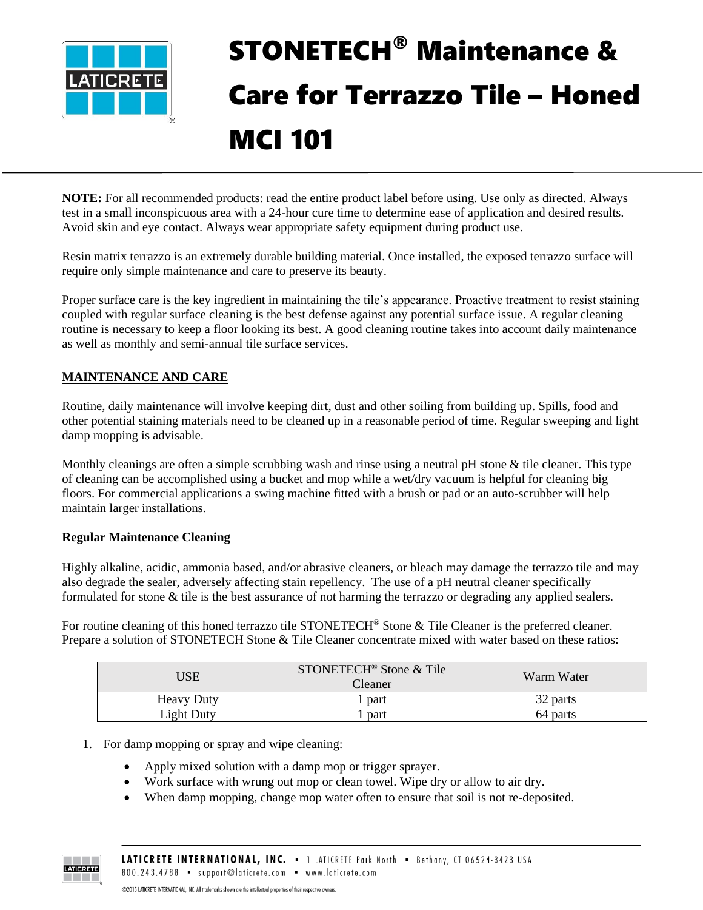# STONETECH® Maintenance & Care for Terrazzo Tile – Honed MCI 101

**NOTE:** For all recommended products: read the entire product label before using. Use only as directed. Always test in a small inconspicuous area with a 24-hour cure time to determine ease of application and desired results. Avoid skin and eye contact. Always wear appropriate safety equipment during product use.

Resin matrix terrazzo is an extremely durable building material. Once installed, the exposed terrazzo surface will require only simple maintenance and care to preserve its beauty.

Proper surface care is the key ingredient in maintaining the tile's appearance. Proactive treatment to resist staining coupled with regular surface cleaning is the best defense against any potential surface issue. A regular cleaning routine is necessary to keep a floor looking its best. A good cleaning routine takes into account daily maintenance as well as monthly and semi-annual tile surface services.

## MAINTENANCE AND CARE

Routine, daily maintenance will involve keeping dirt, dust and other soiling from building up. Spills, food and other potential staining materials need to be cleaned up in a reasonable period of time. Regular sweeping and light damp mopping is advisable.

Monthly cleanings are often a simple scrubbing wash and rinse using a neutral pH stone & tile cleaner. This type of cleaning can be accomplished using a bucket and mop while a wet/dry vacuum is helpful for cleaning big floors. For commercial applications a swing machine fitted with a brush or pad or an auto-scrubber will help maintain larger installations.

### Regular Maintenance Cleaning

Highly alkaline, acidic, ammonia based, and/or abrasive cleaners, or bleach may damage the terrazzo tile and may also degrade the sealer, adversely affecting stain repellency. The use of a pH neutral cleaner specifically formulated for stone & tile is the best assurance of not harming the terrazzo or degrading any applied sealers.

For routine cleaning of this honed terrazzo tile STONETECH® Stone & Tile Cleaner is the preferred cleaner. Prepare a solution of STONETECH Stone & Tile Cleaner concentrate mixed with water based on these ratios:

| USE | STONETECH® Stone & Tile Cleaner | Warm Water |
|---|---|---|
| Heavy Duty | 1 part | 32 parts |
| Light Duty | 1 part | 64 parts |

1. For damp mopping or spray and wipe cleaning:
   - Apply mixed solution with a damp mop or trigger sprayer.
   - Work surface with wrung out mop or clean towel. Wipe dry or allow to air dry.
   - When damp mopping, change mop water often to ensure that soil is not re-deposited.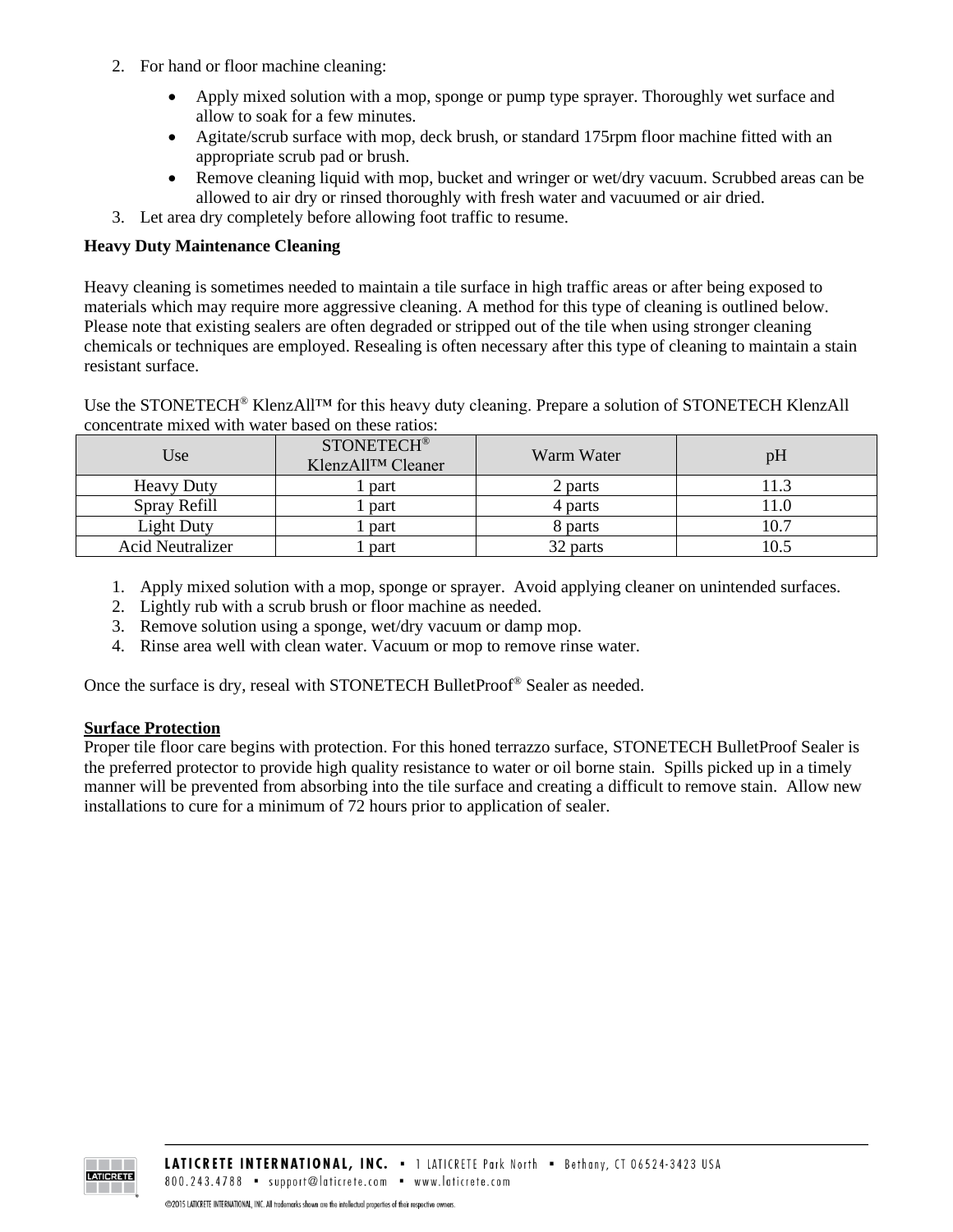2. For hand or floor machine cleaning:
    - Apply mixed solution with a mop, sponge or pump type sprayer. Thoroughly wet surface and allow to soak for a few minutes.
    - Agitate/scrub surface with mop, deck brush, or standard 175rpm floor machine fitted with an appropriate scrub pad or brush.
    - Remove cleaning liquid with mop, bucket and wringer or wet/dry vacuum. Scrubbed areas can be allowed to air dry or rinsed thoroughly with fresh water and vacuumed or air dried.
3. Let area dry completely before allowing foot traffic to resume.

**Heavy Duty Maintenance Cleaning**

Heavy cleaning is sometimes needed to maintain a tile surface in high traffic areas or after being exposed to materials which may require more aggressive cleaning. A method for this type of cleaning is outlined below. Please note that existing sealers are often degraded or stripped out of the tile when using stronger cleaning chemicals or techniques are employed. Resealing is often necessary after this type of cleaning to maintain a stain resistant surface.

Use the STONETECH® KlenzAll™ for this heavy duty cleaning. Prepare a solution of STONETECH KlenzAll concentrate mixed with water based on these ratios:

| Use | STONETECH® KlenzAll™ Cleaner | Warm Water | pH |
|---|---|---|---|
| Heavy Duty | 1 part | 2 parts | 11.3 |
| Spray Refill | 1 part | 4 parts | 11.0 |
| Light Duty | 1 part | 8 parts | 10.7 |
| Acid Neutralizer | 1 part | 32 parts | 10.5 |

1. Apply mixed solution with a mop, sponge or sprayer. Avoid applying cleaner on unintended surfaces.
2. Lightly rub with a scrub brush or floor machine as needed.
3. Remove solution using a sponge, wet/dry vacuum or damp mop.
4. Rinse area well with clean water. Vacuum or mop to remove rinse water.

Once the surface is dry, reseal with STONETECH BulletProof® Sealer as needed.

**Surface Protection**

Proper tile floor care begins with protection. For this honed terrazzo surface, STONETECH BulletProof Sealer is the preferred protector to provide high quality resistance to water or oil borne stain. Spills picked up in a timely manner will be prevented from absorbing into the tile surface and creating a difficult to remove stain. Allow new installations to cure for a minimum of 72 hours prior to application of sealer.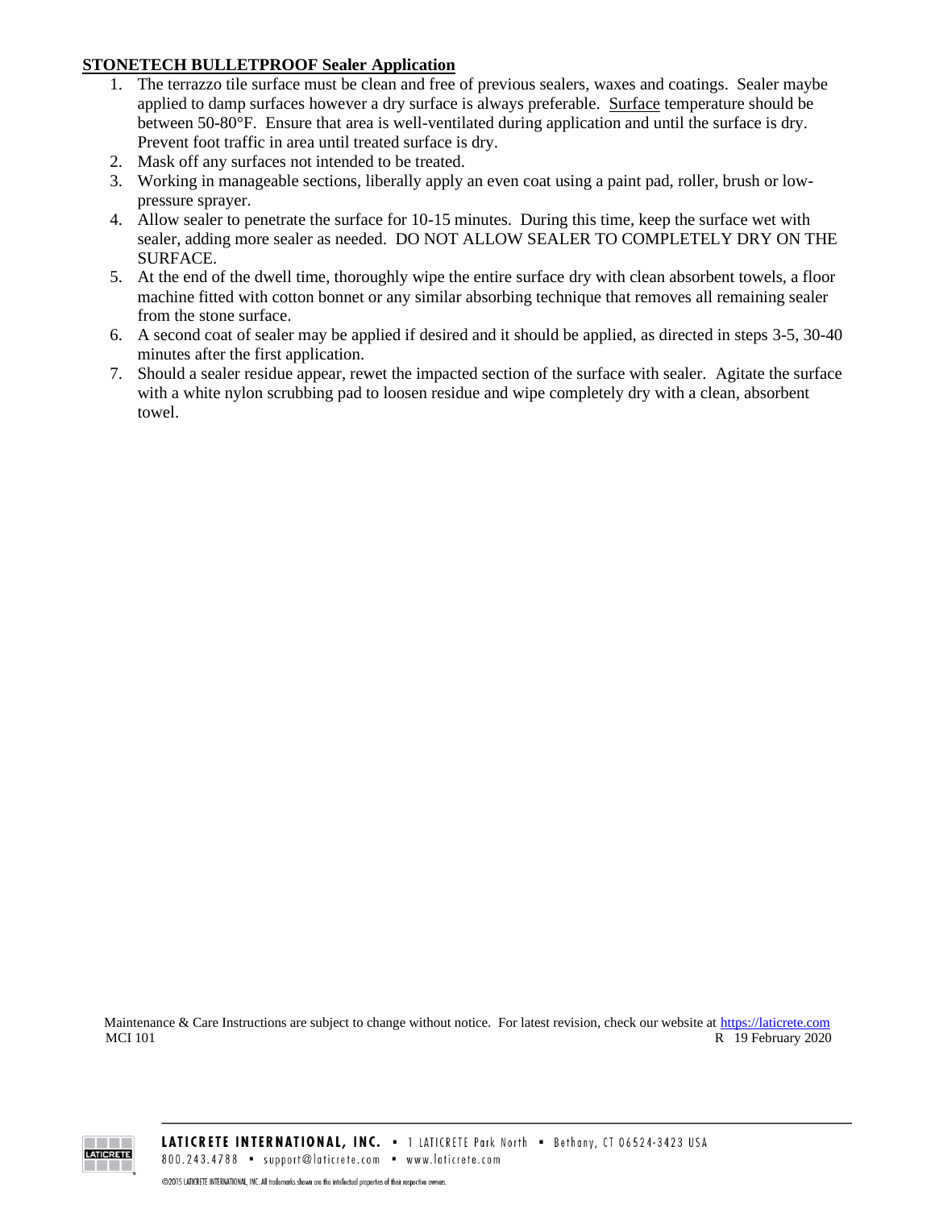**STONETECH BULLETPROOF Sealer Application**

1. The terrazzo tile surface must be clean and free of previous sealers, waxes and coatings. Sealer maybe applied to damp surfaces however a dry surface is always preferable. Surface temperature should be between 50-80°F. Ensure that area is well-ventilated during application and until the surface is dry. Prevent foot traffic in area until treated surface is dry.
2. Mask off any surfaces not intended to be treated.
3. Working in manageable sections, liberally apply an even coat using a paint pad, roller, brush or low-pressure sprayer.
4. Allow sealer to penetrate the surface for 10-15 minutes. During this time, keep the surface wet with sealer, adding more sealer as needed. DO NOT ALLOW SEALER TO COMPLETELY DRY ON THE SURFACE.
5. At the end of the dwell time, thoroughly wipe the entire surface dry with clean absorbent towels, a floor machine fitted with cotton bonnet or any similar absorbing technique that removes all remaining sealer from the stone surface.
6. A second coat of sealer may be applied if desired and it should be applied, as directed in steps 3-5, 30-40 minutes after the first application.
7. Should a sealer residue appear, rewet the impacted section of the surface with sealer. Agitate the surface with a white nylon scrubbing pad to loosen residue and wipe completely dry with a clean, absorbent towel.

Maintenance & Care Instructions are subject to change without notice. For latest revision, check our website at https://laticrete.com
MCI 101 R 19 February 2020